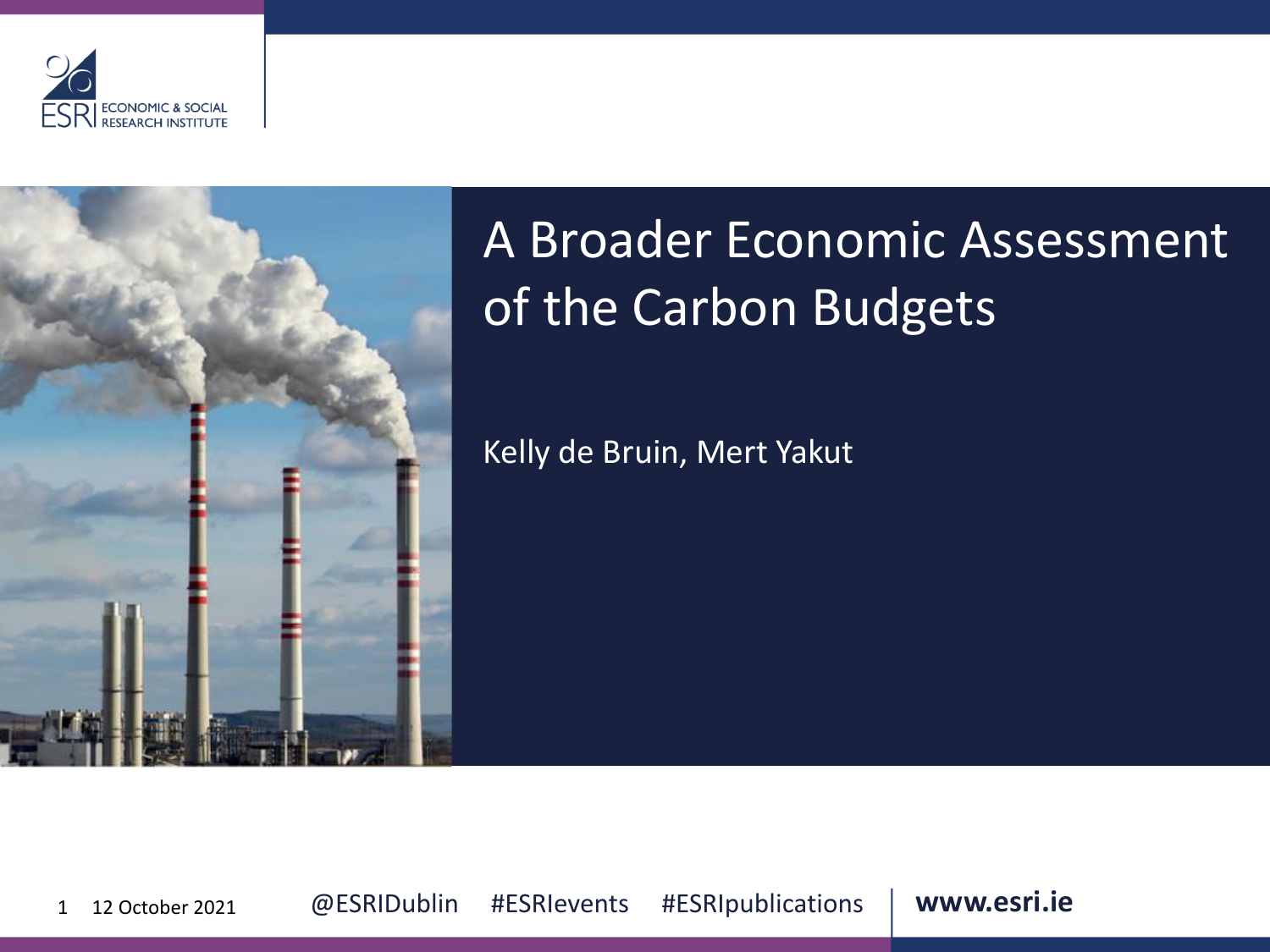# A Broader Economic Assessment of the Carbon Budgets

Kelly de Bruin, Mert Yakut

12 October 2021

@ESRIDublin #ESRIevents #ESRIpublications **www.esri.ie**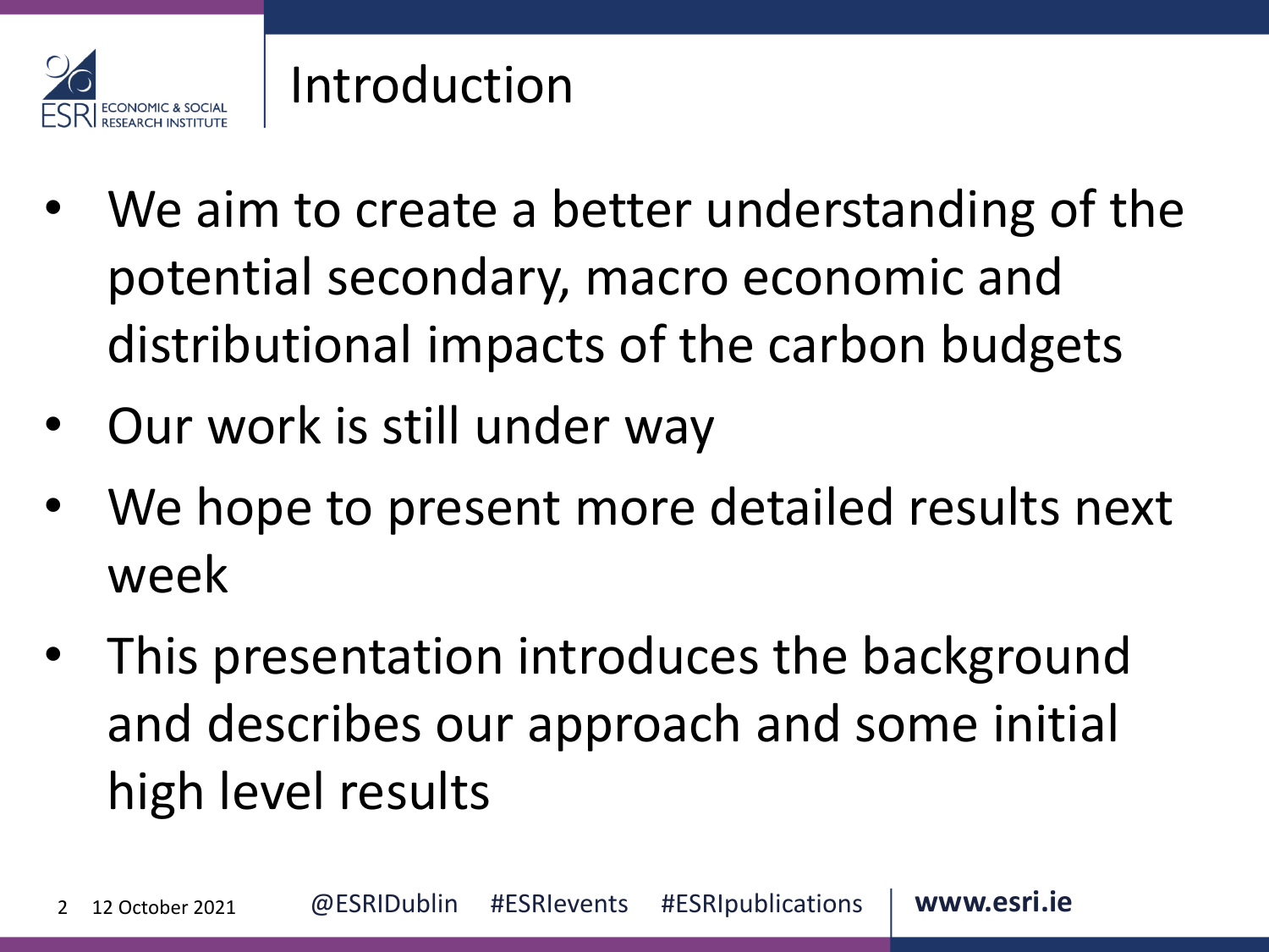# Introduction

- We aim to create a better understanding of the potential secondary, macro economic and distributional impacts of the carbon budgets
- Our work is still under way
- We hope to present more detailed results next week
- This presentation introduces the background and describes our approach and some initial high level results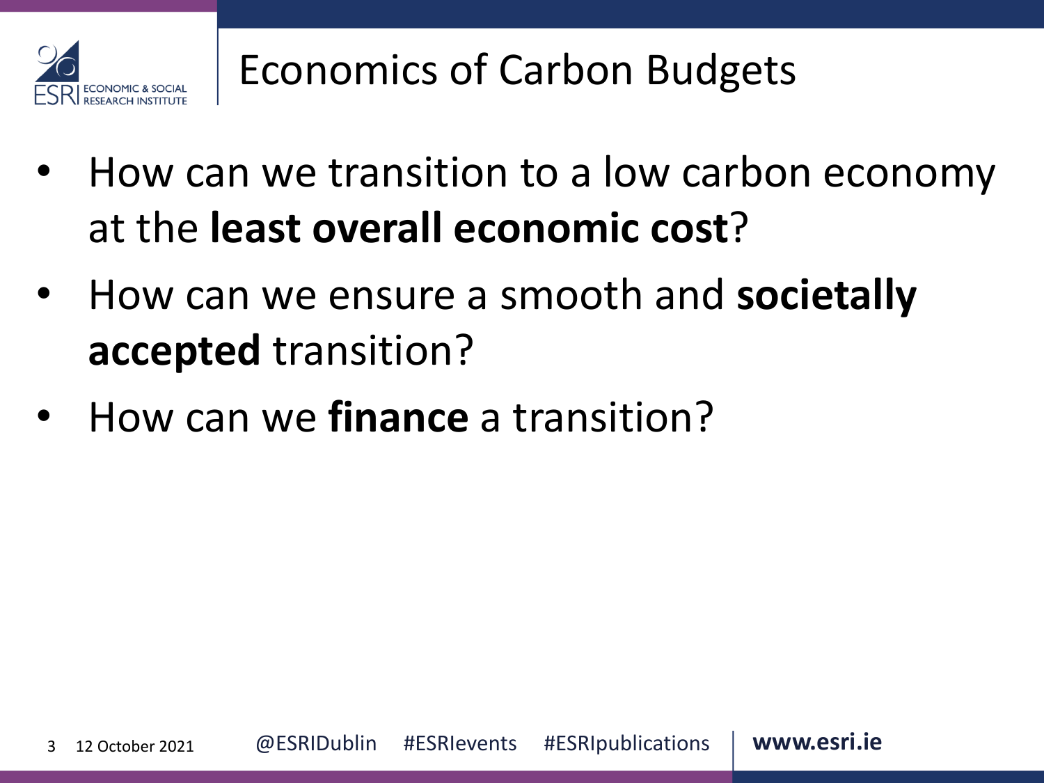# Economics of Carbon Budgets

- How can we transition to a low carbon economy at the **least overall economic cost**?
- How can we ensure a smooth and **societally accepted** transition?
- How can we **finance** a transition?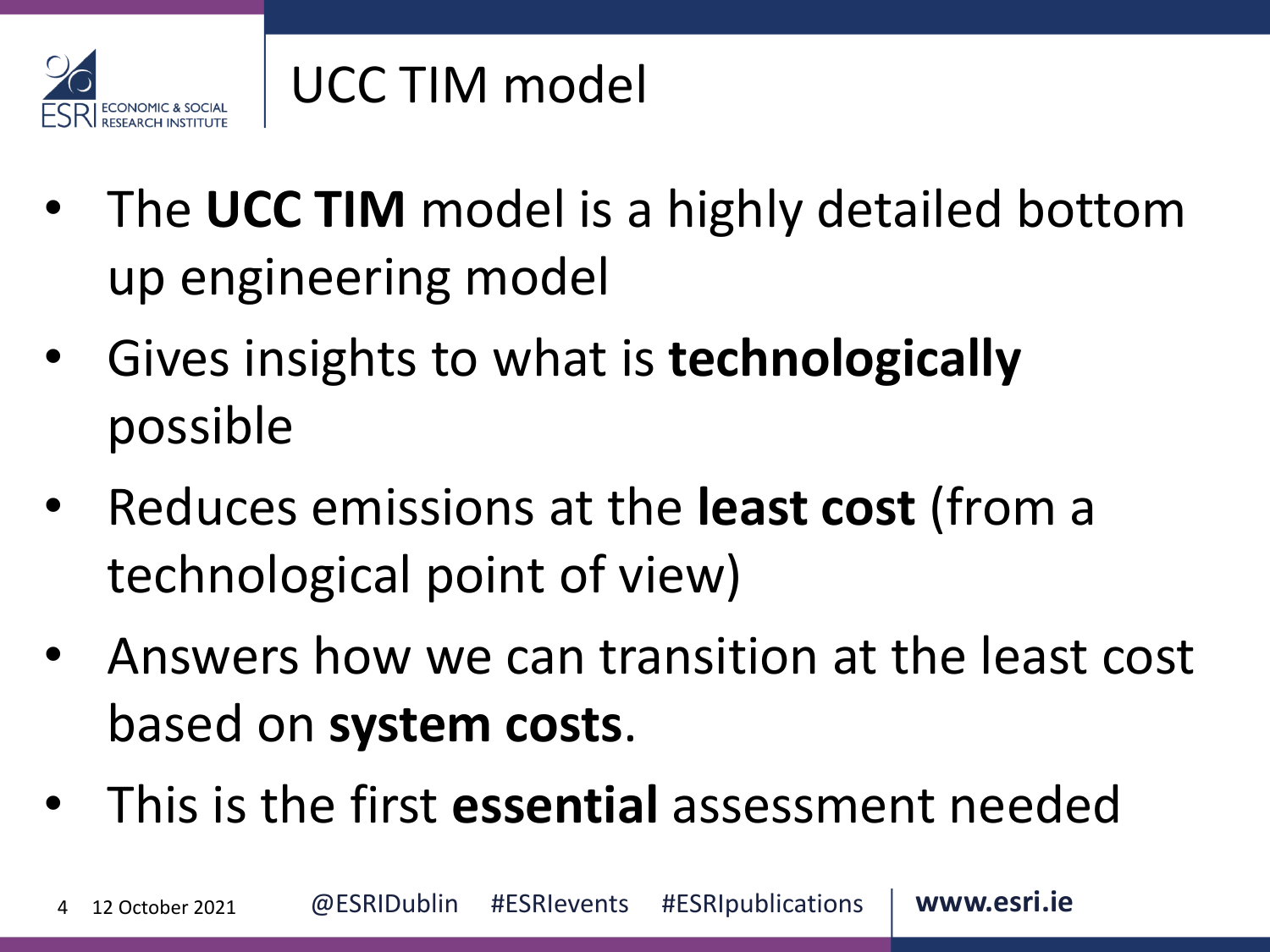# UCC TIM model

- The **UCC TIM** model is a highly detailed bottom up engineering model
- Gives insights to what is **technologically** possible
- Reduces emissions at the **least cost** (from a technological point of view)
- Answers how we can transition at the least cost based on **system costs**.
- This is the first **essential** assessment needed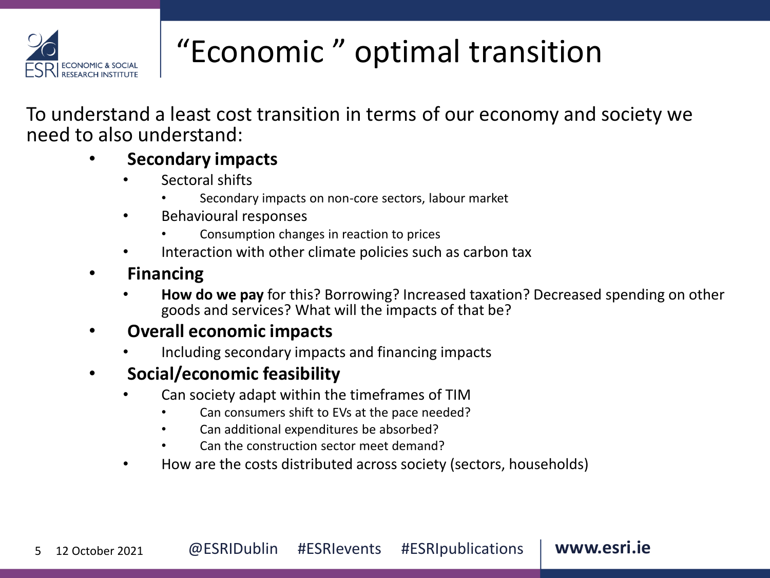# "Economic " optimal transition

To understand a least cost transition in terms of our economy and society we need to also understand:

- **Secondary impacts**
  - Sectoral shifts
    - Secondary impacts on non-core sectors, labour market
  - Behavioural responses
    - Consumption changes in reaction to prices
  - Interaction with other climate policies such as carbon tax
- **Financing**
  - **How do we pay** for this? Borrowing? Increased taxation? Decreased spending on other goods and services? What will the impacts of that be?
- **Overall economic impacts**
  - Including secondary impacts and financing impacts
- **Social/economic feasibility**
  - Can society adapt within the timeframes of TIM
    - Can consumers shift to EVs at the pace needed?
    - Can additional expenditures be absorbed?
    - Can the construction sector meet demand?
  - How are the costs distributed across society (sectors, households)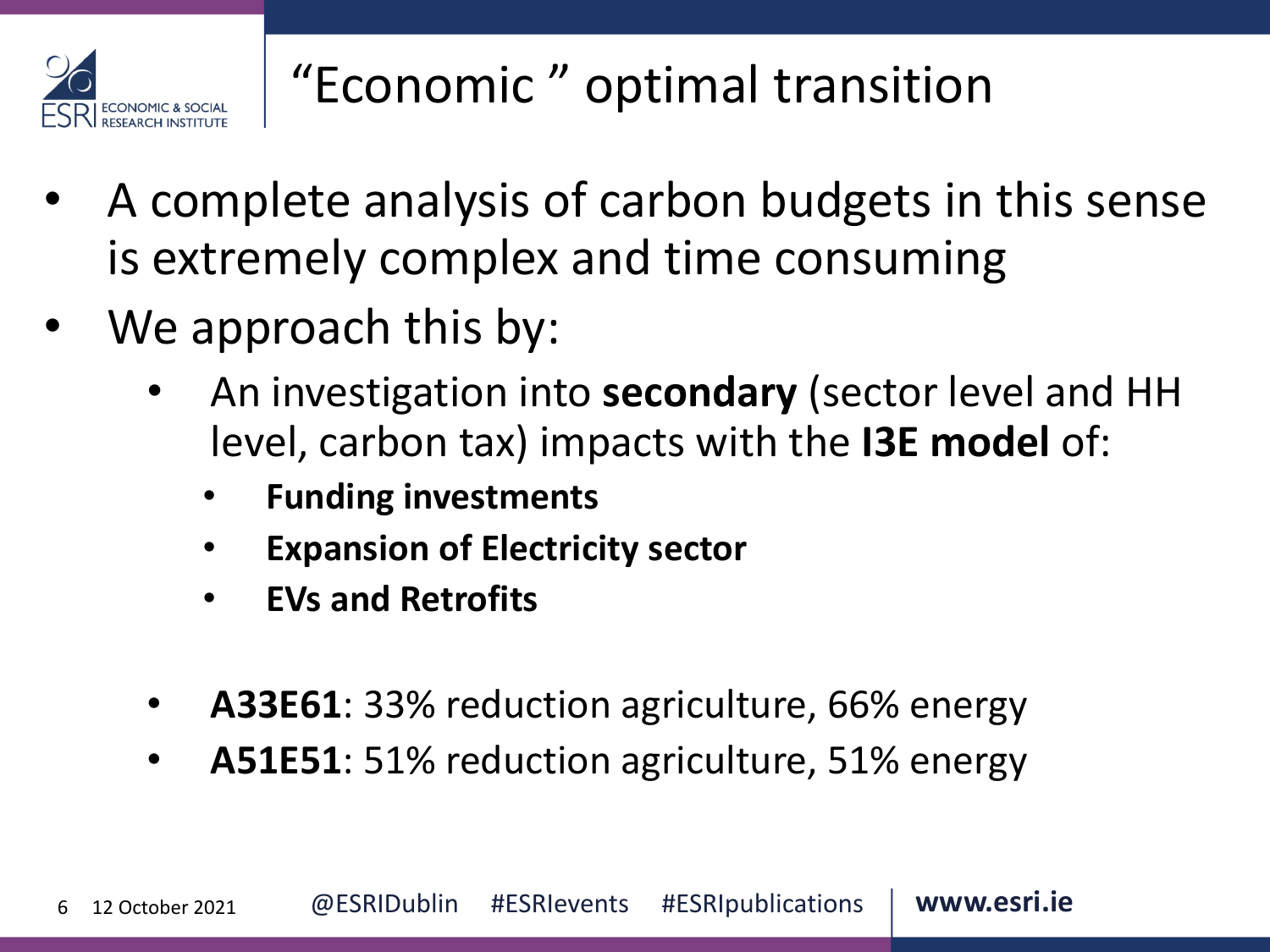# “Economic ” optimal transition

- A complete analysis of carbon budgets in this sense is extremely complex and time consuming
- We approach this by:
  - An investigation into **secondary** (sector level and HH level, carbon tax) impacts with the **I3E model** of:
    - **Funding investments**
    - **Expansion of Electricity sector**
    - **EVs and Retrofits**

  - **A33E61**: 33% reduction agriculture, 66% energy
  - **A51E51**: 51% reduction agriculture, 51% energy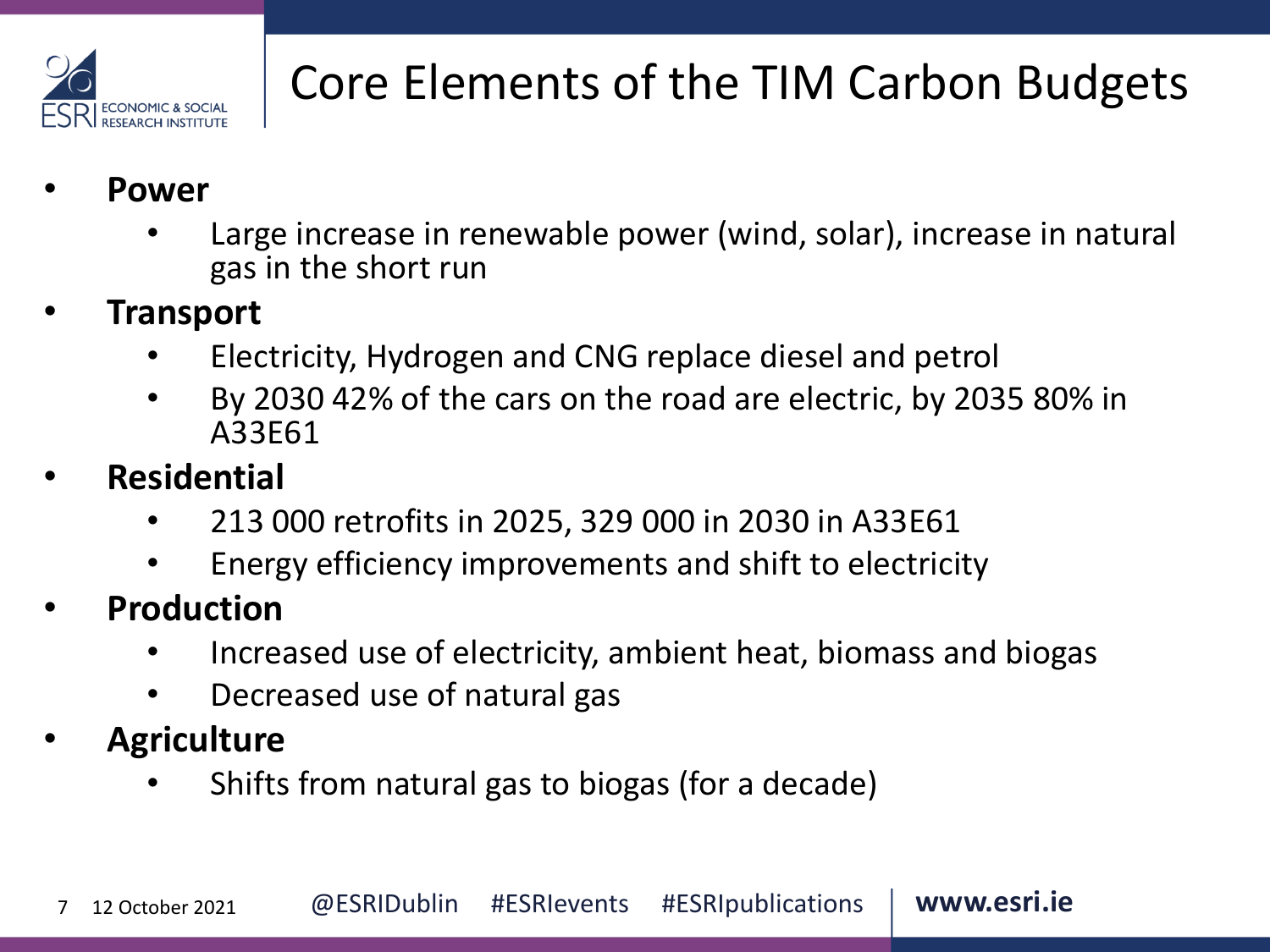# Core Elements of the TIM Carbon Budgets

- **Power**
  - Large increase in renewable power (wind, solar), increase in natural gas in the short run
- **Transport**
  - Electricity, Hydrogen and CNG replace diesel and petrol
  - By 2030 42% of the cars on the road are electric, by 2035 80% in A33E61
- **Residential**
  - 213 000 retrofits in 2025, 329 000 in 2030 in A33E61
  - Energy efficiency improvements and shift to electricity
- **Production**
  - Increased use of electricity, ambient heat, biomass and biogas
  - Decreased use of natural gas
- **Agriculture**
  - Shifts from natural gas to biogas (for a decade)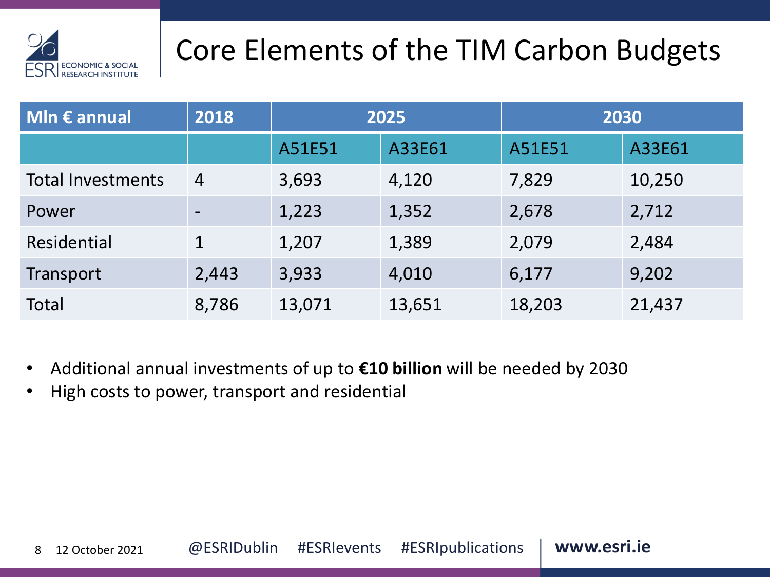# Core Elements of the TIM Carbon Budgets

| Mln € annual | 2018 | 2025 | | 2030 | |
|---|---|---|---|---|---|
| | | A51E51 | A33E61 | A51E51 | A33E61 |
| Total Investments | 4 | 3,693 | 4,120 | 7,829 | 10,250 |
| Power | - | 1,223 | 1,352 | 2,678 | 2,712 |
| Residential | 1 | 1,207 | 1,389 | 2,079 | 2,484 |
| Transport | 2,443 | 3,933 | 4,010 | 6,177 | 9,202 |
| Total | 8,786 | 13,071 | 13,651 | 18,203 | 21,437 |

- Additional annual investments of up to **€10 billion** will be needed by 2030
- High costs to power, transport and residential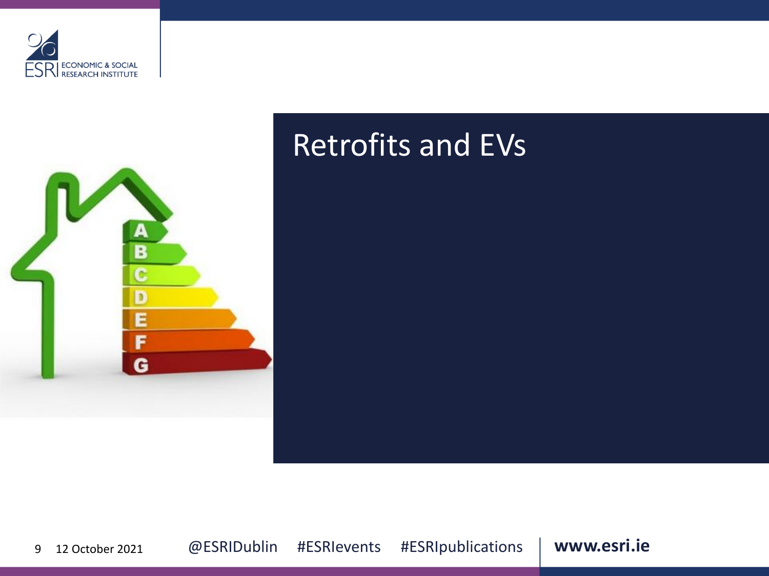# Retrofits and EVs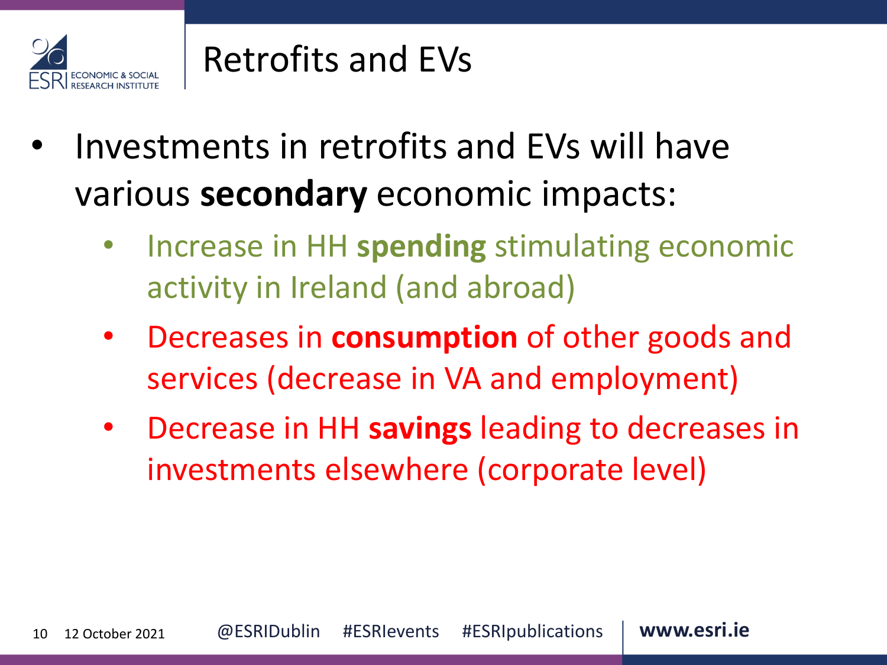# Retrofits and EVs

- Investments in retrofits and EVs will have various **secondary** economic impacts:
  - Increase in HH **spending** stimulating economic activity in Ireland (and abroad)
  - Decreases in **consumption** of other goods and services (decrease in VA and employment)
  - Decrease in HH **savings** leading to decreases in investments elsewhere (corporate level)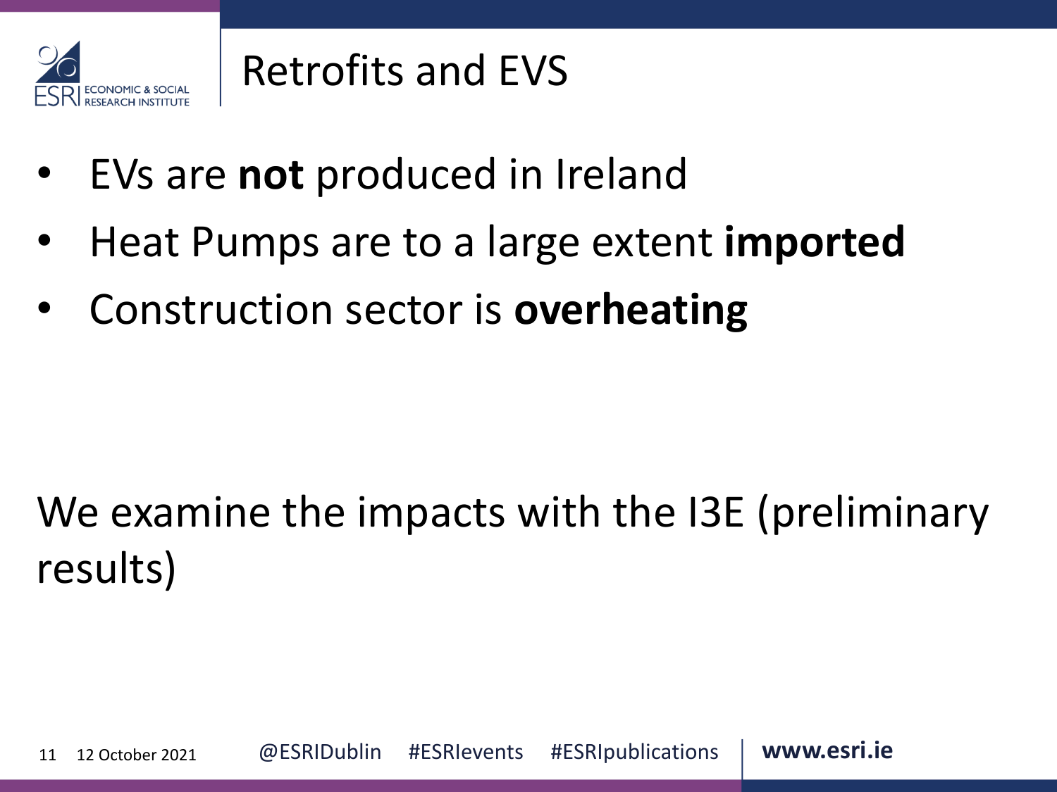# Retrofits and EVS

- EVs are **not** produced in Ireland
- Heat Pumps are to a large extent **imported**
- Construction sector is **overheating**

We examine the impacts with the I3E (preliminary results)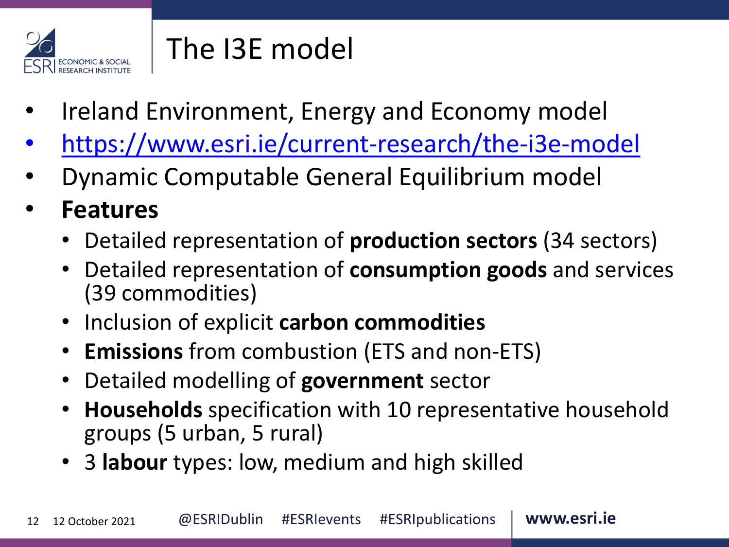# The I3E model

- Ireland Environment, Energy and Economy model
- https://www.esri.ie/current-research/the-i3e-model
- Dynamic Computable General Equilibrium model
- **Features**
  - Detailed representation of **production sectors** (34 sectors)
  - Detailed representation of **consumption goods** and services (39 commodities)
  - Inclusion of explicit **carbon commodities**
  - **Emissions** from combustion (ETS and non-ETS)
  - Detailed modelling of **government** sector
  - **Households** specification with 10 representative household groups (5 urban, 5 rural)
  - 3 **labour** types: low, medium and high skilled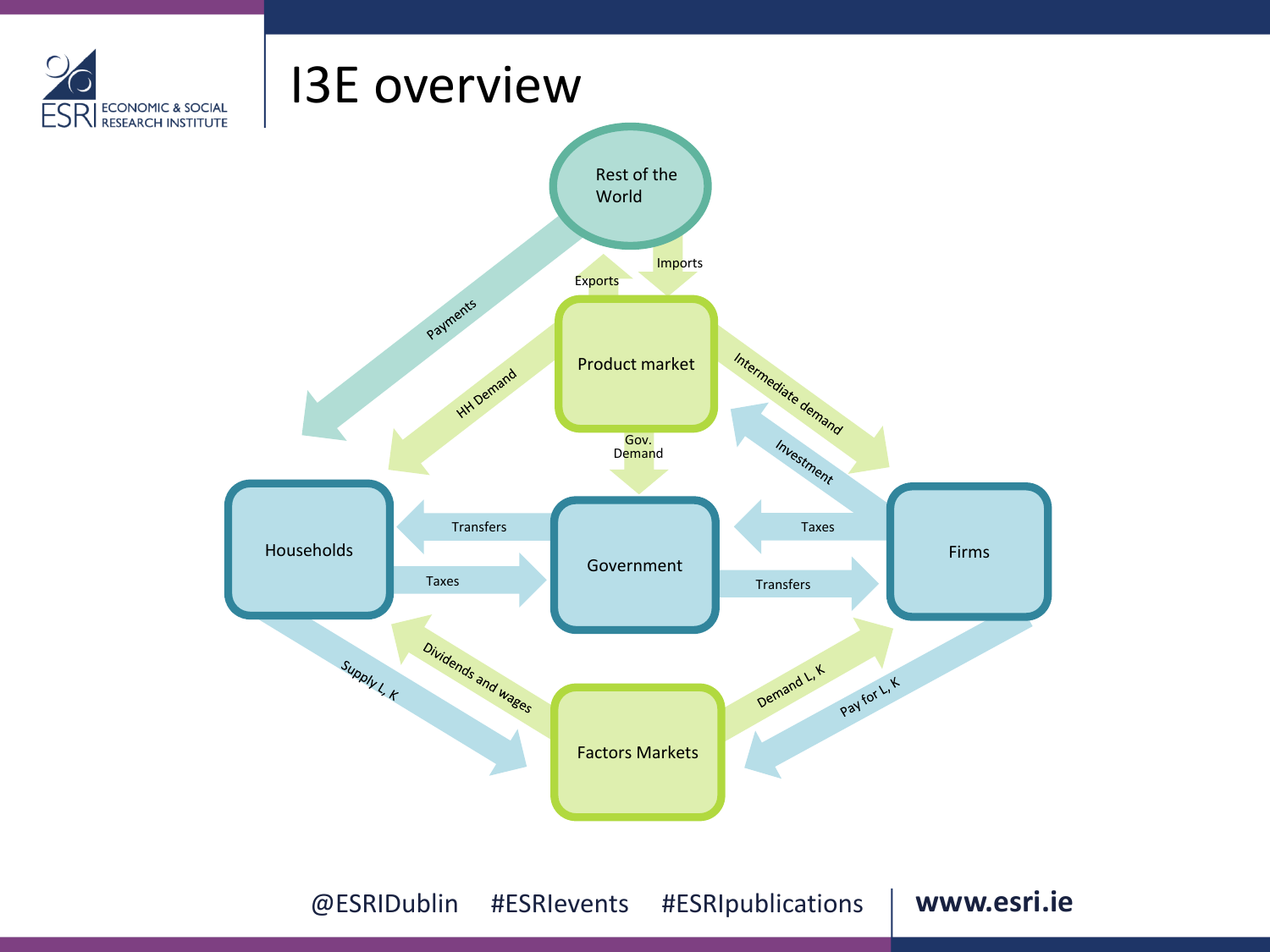# I3E overview

Rest of the World

Payments

Exports

Imports

Product market

HH Demand

Intermediate demand

Investment

Gov. Demand

Households

Transfers

Taxes

Government

Taxes

Transfers

Firms

Supply L, K

Dividends and wages

Factors Markets

Demand L, K

Pay for L, K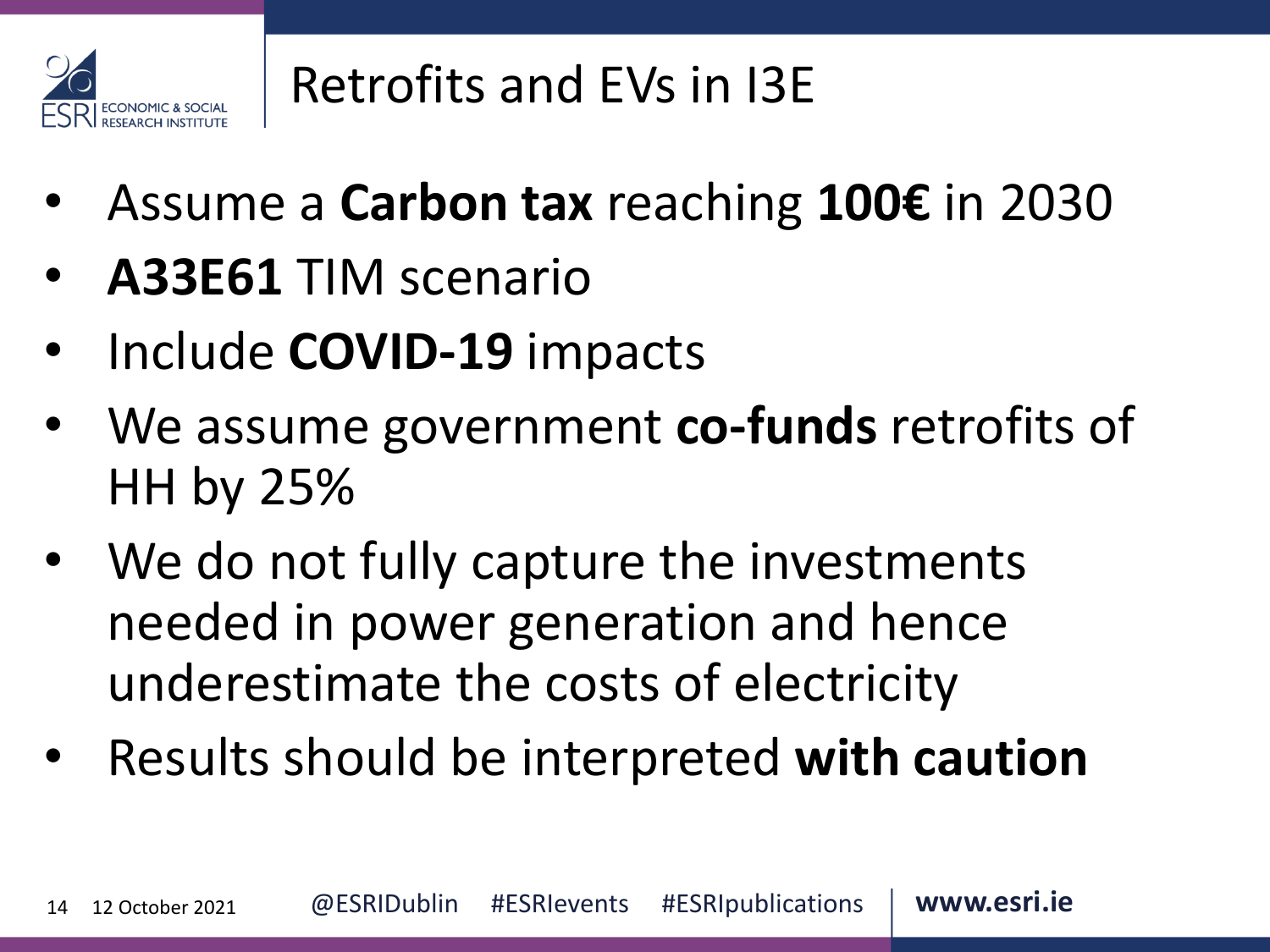# Retrofits and EVs in I3E

- Assume a **Carbon tax** reaching **100€** in 2030
- **A33E61** TIM scenario
- Include **COVID-19** impacts
- We assume government **co-funds** retrofits of HH by 25%
- We do not fully capture the investments needed in power generation and hence underestimate the costs of electricity
- Results should be interpreted **with caution**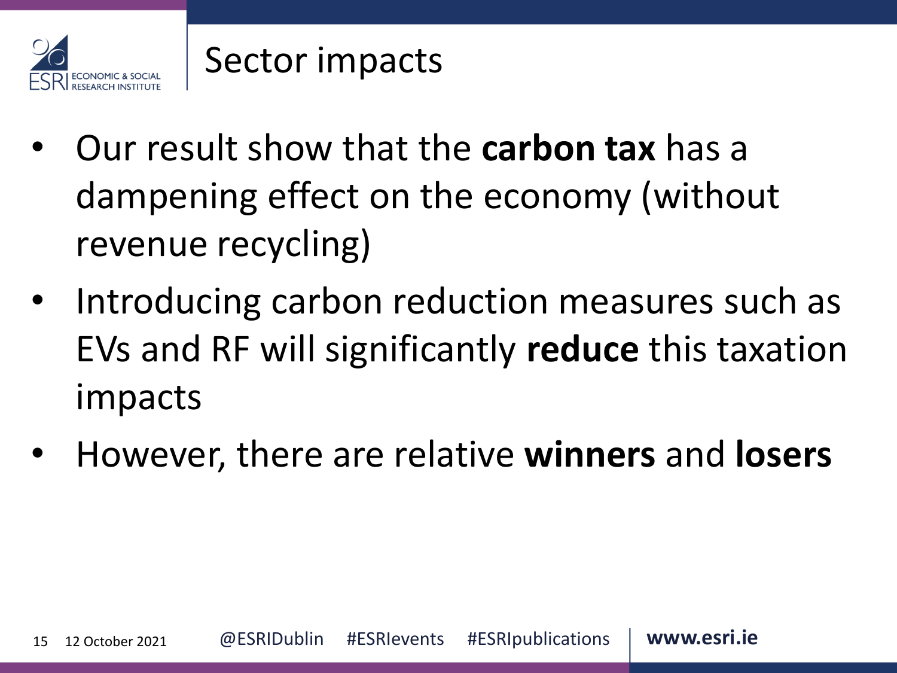# Sector impacts

- Our result show that the **carbon tax** has a dampening effect on the economy (without revenue recycling)
- Introducing carbon reduction measures such as EVs and RF will significantly **reduce** this taxation impacts
- However, there are relative **winners** and **losers**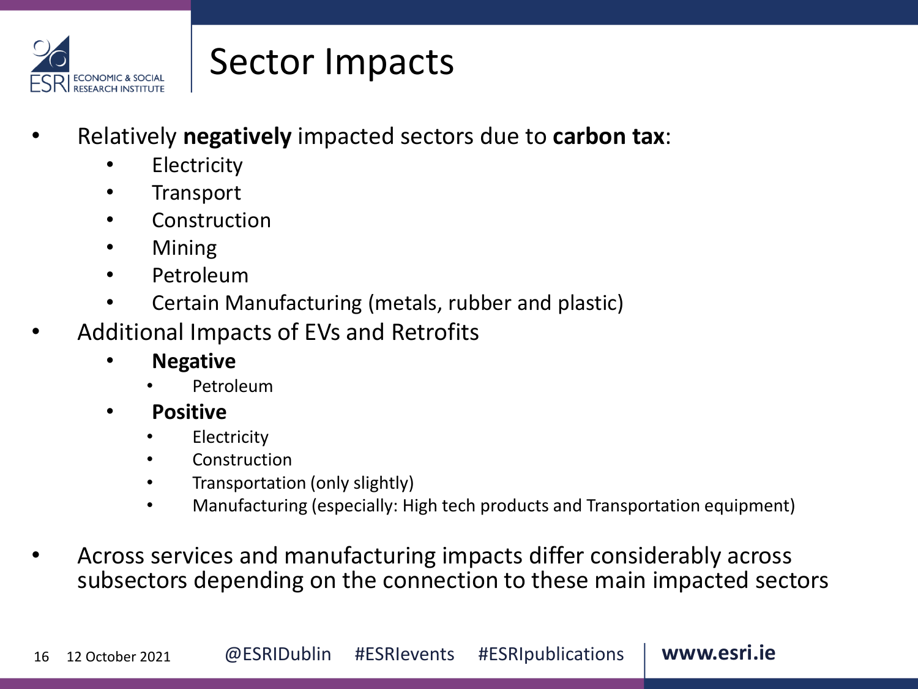# Sector Impacts

- Relatively **negatively** impacted sectors due to **carbon tax**:
  - Electricity
  - Transport
  - Construction
  - Mining
  - Petroleum
  - Certain Manufacturing (metals, rubber and plastic)
- Additional Impacts of EVs and Retrofits
  - **Negative**
    - Petroleum
  - **Positive**
    - Electricity
    - Construction
    - Transportation (only slightly)
    - Manufacturing (especially: High tech products and Transportation equipment)
- Across services and manufacturing impacts differ considerably across subsectors depending on the connection to these main impacted sectors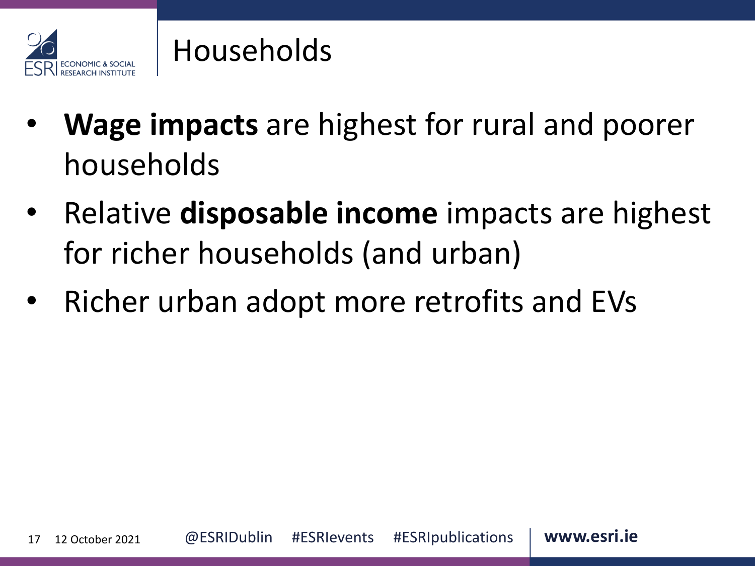# Households

- **Wage impacts** are highest for rural and poorer households
- Relative **disposable income** impacts are highest for richer households (and urban)
- Richer urban adopt more retrofits and EVs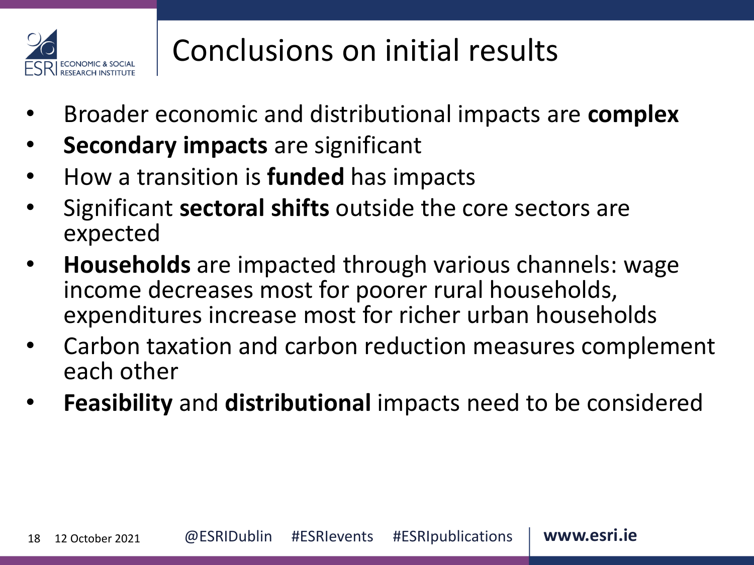# Conclusions on initial results

- Broader economic and distributional impacts are **complex**
- **Secondary impacts** are significant
- How a transition is **funded** has impacts
- Significant **sectoral shifts** outside the core sectors are expected
- **Households** are impacted through various channels: wage income decreases most for poorer rural households, expenditures increase most for richer urban households
- Carbon taxation and carbon reduction measures complement each other
- **Feasibility** and **distributional** impacts need to be considered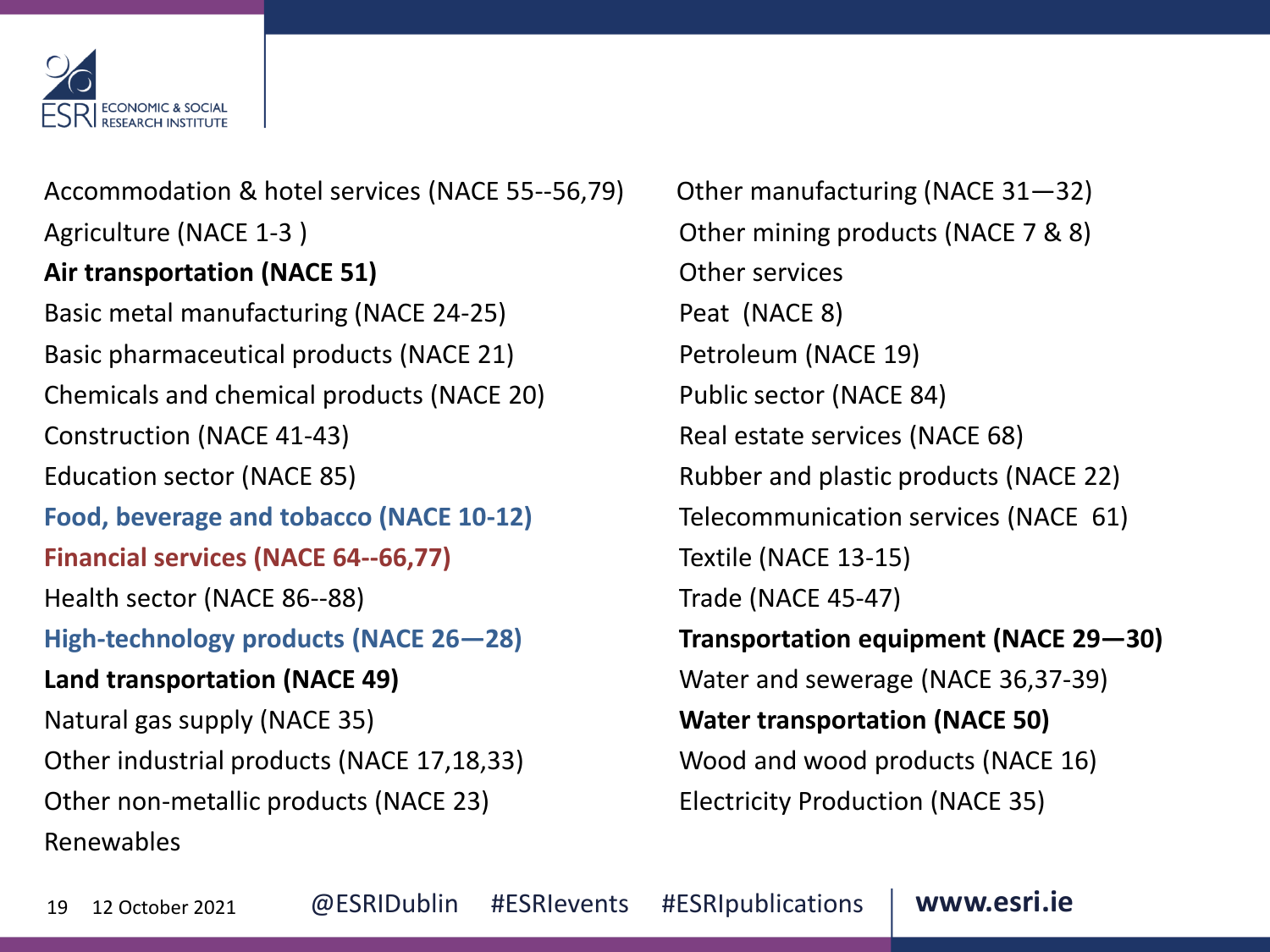Accommodation & hotel services (NACE 55--56,79)

Agriculture (NACE 1-3 )

**Air transportation (NACE 51)**

Basic metal manufacturing (NACE 24-25)

Basic pharmaceutical products (NACE 21)

Chemicals and chemical products (NACE 20)

Construction (NACE 41-43)

Education sector (NACE 85)

**Food, beverage and tobacco (NACE 10-12)**

**Financial services (NACE 64--66,77)**

Health sector (NACE 86--88)

**High-technology products (NACE 26—28)**

**Land transportation (NACE 49)**

Natural gas supply (NACE 35)

Other industrial products (NACE 17,18,33)

Other non-metallic products (NACE 23)

Renewables

Other manufacturing (NACE 31—32)

Other mining products (NACE 7 & 8)

Other services

Peat (NACE 8)

Petroleum (NACE 19)

Public sector (NACE 84)

Real estate services (NACE 68)

Rubber and plastic products (NACE 22)

Telecommunication services (NACE 61)

Textile (NACE 13-15)

Trade (NACE 45-47)

**Transportation equipment (NACE 29—30)**

Water and sewerage (NACE 36,37-39)

**Water transportation (NACE 50)**

Wood and wood products (NACE 16)

Electricity Production (NACE 35)